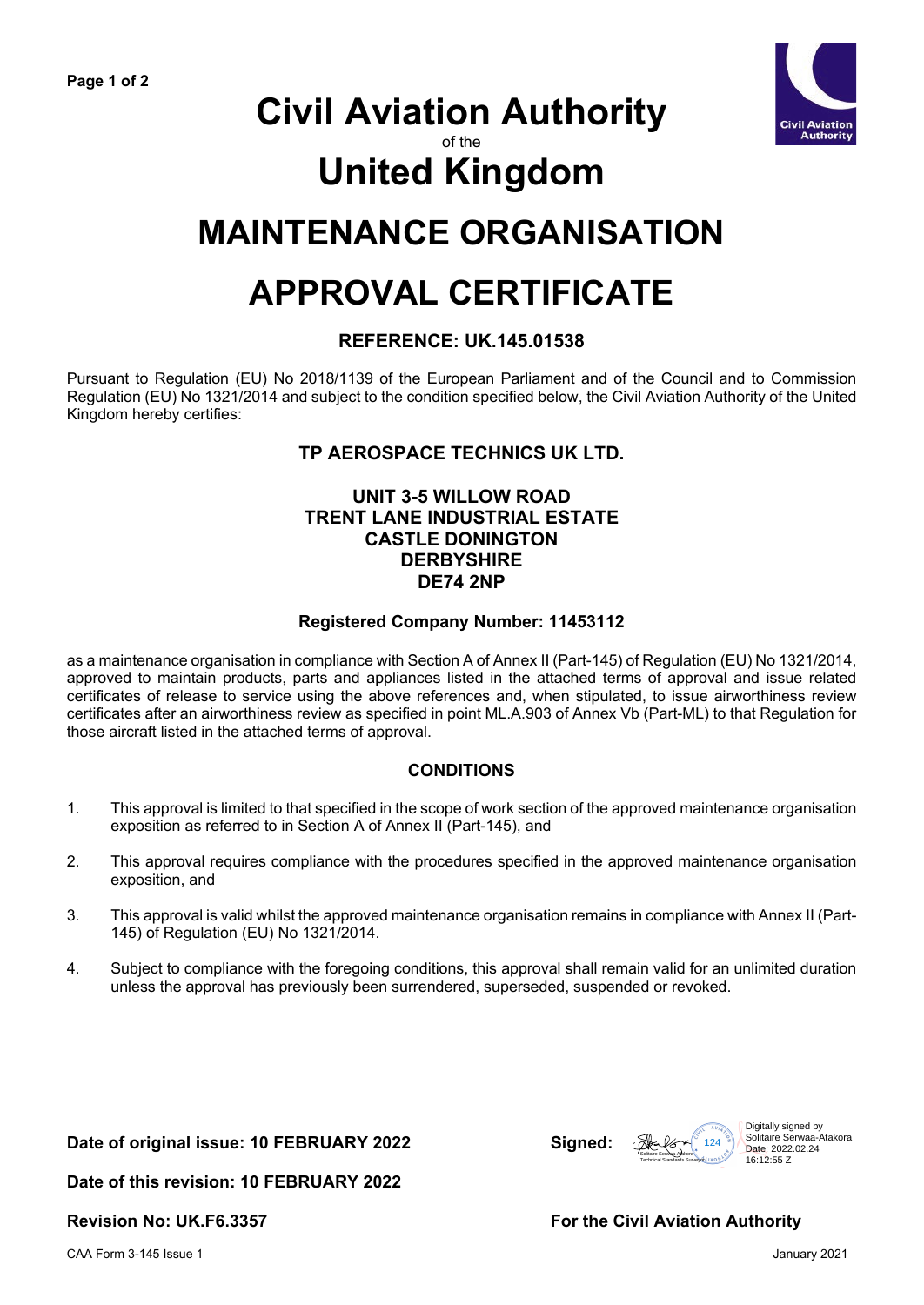# Civil Aviation Authority

of the

# United Kingdom

# MAINTENANCE ORGANISATION

# APPROVAL CERTIFICATE

### REFERENCE: UK.145.01538

Pursuant to Regulation (EU) No 2018/1139 of the European Parliament and of the Council and to Commission Regulation (EU) No 1321/2014 and subject to the condition specified below, the Civil Aviation Authority of the United Kingdom hereby certifies:

**TP AEROSPACE TECHNICS UK LTD.**

**UNIT 3-5 WILLOW ROAD**
**TRENT LANE INDUSTRIAL ESTATE**
**CASTLE DONINGTON**
**DERBYSHIRE**
**DE74 2NP**

**Registered Company Number: 11453112**

as a maintenance organisation in compliance with Section A of Annex II (Part-145) of Regulation (EU) No 1321/2014, approved to maintain products, parts and appliances listed in the attached terms of approval and issue related certificates of release to service using the above references and, when stipulated, to issue airworthiness review certificates after an airworthiness review as specified in point ML.A.903 of Annex Vb (Part-ML) to that Regulation for those aircraft listed in the attached terms of approval.

### CONDITIONS

1. This approval is limited to that specified in the scope of work section of the approved maintenance organisation exposition as referred to in Section A of Annex II (Part-145), and

2. This approval requires compliance with the procedures specified in the approved maintenance organisation exposition, and

3. This approval is valid whilst the approved maintenance organisation remains in compliance with Annex II (Part-145) of Regulation (EU) No 1321/2014.

4. Subject to compliance with the foregoing conditions, this approval shall remain valid for an unlimited duration unless the approval has previously been surrendered, superseded, suspended or revoked.

**Date of original issue: 10 FEBRUARY 2022**

**Signed:** Solitaire Serwaa-Atakora, Technical Standards Surveyor (124)

Digitally signed by Solitaire Serwaa-Atakora
Date: 2022.02.24 16:12:55 Z

**Date of this revision: 10 FEBRUARY 2022**

**Revision No: UK.F6.3357**

**For the Civil Aviation Authority**

CAA Form 3-145 Issue 1 — January 2021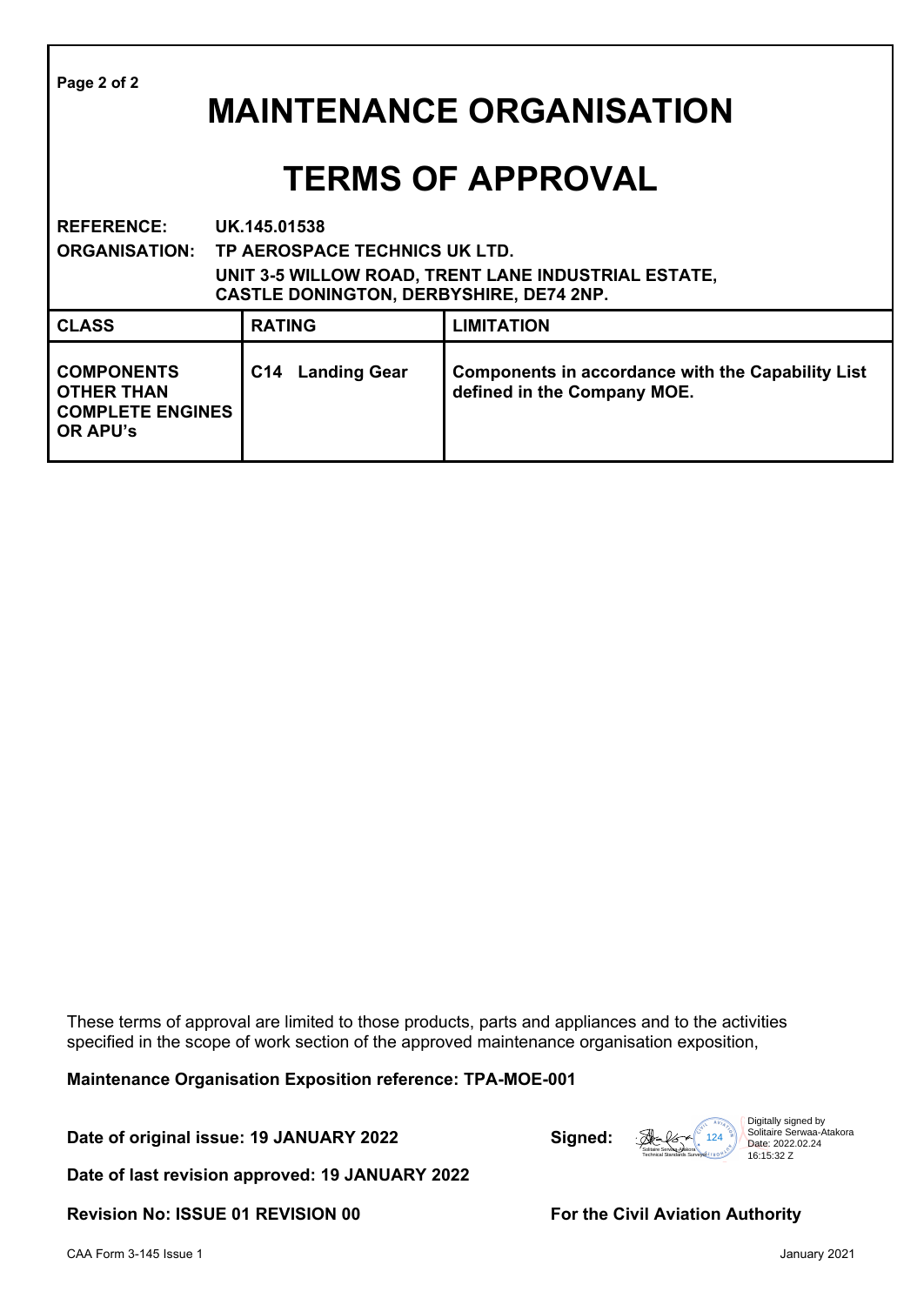# MAINTENANCE ORGANISATION

# TERMS OF APPROVAL

**REFERENCE:** UK.145.01538

**ORGANISATION:** TP AEROSPACE TECHNICS UK LTD.
UNIT 3-5 WILLOW ROAD, TRENT LANE INDUSTRIAL ESTATE,
CASTLE DONINGTON, DERBYSHIRE, DE74 2NP.

| CLASS | RATING | LIMITATION |
|---|---|---|
| **COMPONENTS OTHER THAN COMPLETE ENGINES OR APU's** | **C14 Landing Gear** | **Components in accordance with the Capability List defined in the Company MOE.** |

These terms of approval are limited to those products, parts and appliances and to the activities specified in the scope of work section of the approved maintenance organisation exposition,

**Maintenance Organisation Exposition reference: TPA-MOE-001**

**Date of original issue: 19 JANUARY 2022**

**Signed:**

Digitally signed by Solitaire Serwaa-Atakora
Date: 2022.02.24 16:15:32 Z

**Date of last revision approved: 19 JANUARY 2022**

**Revision No: ISSUE 01 REVISION 00**

**For the Civil Aviation Authority**

CAA Form 3-145 Issue 1 — January 2021